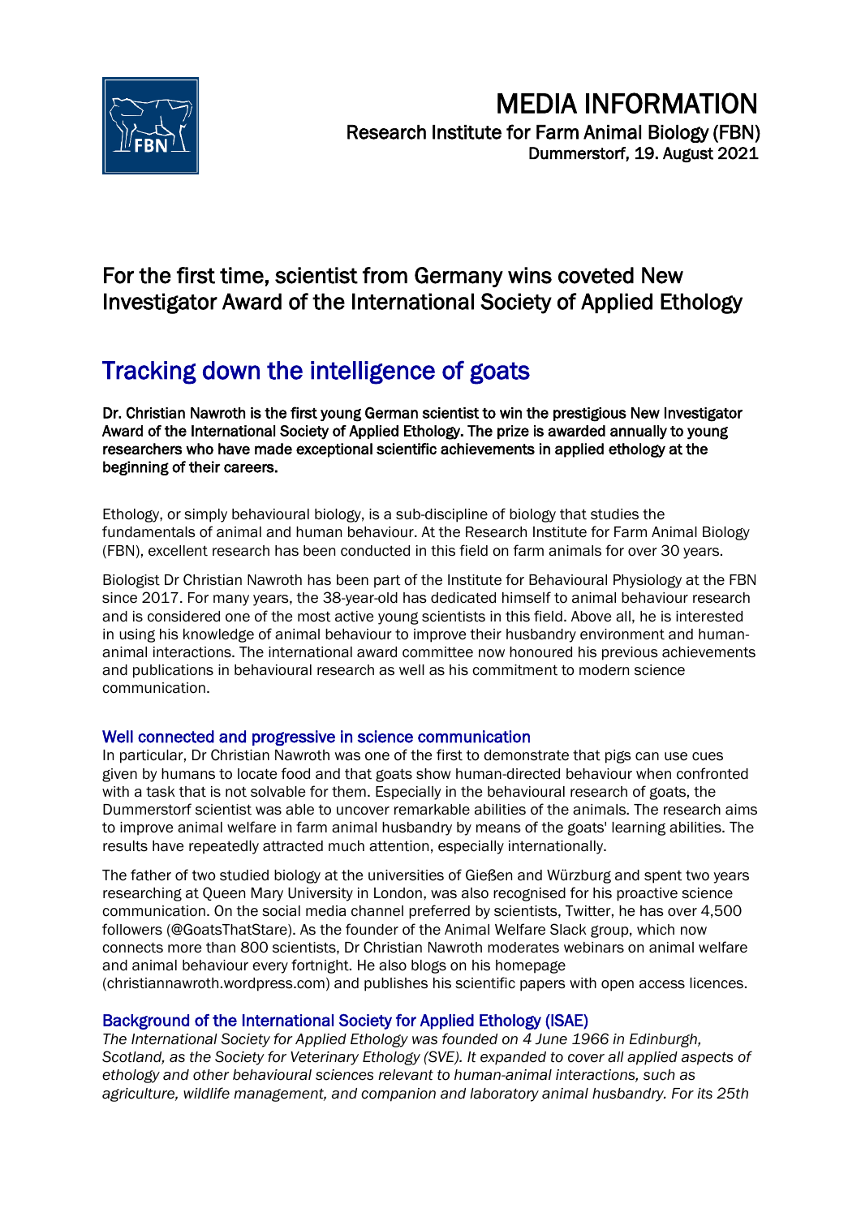# MEDIA INFORMATION

Research Institute for Farm Animal Biology (FBN)
Dummerstorf, 19. August 2021

## For the first time, scientist from Germany wins coveted New Investigator Award of the International Society of Applied Ethology

# Tracking down the intelligence of goats

**Dr. Christian Nawroth is the first young German scientist to win the prestigious New Investigator Award of the International Society of Applied Ethology. The prize is awarded annually to young researchers who have made exceptional scientific achievements in applied ethology at the beginning of their careers.**

Ethology, or simply behavioural biology, is a sub-discipline of biology that studies the fundamentals of animal and human behaviour. At the Research Institute for Farm Animal Biology (FBN), excellent research has been conducted in this field on farm animals for over 30 years.

Biologist Dr Christian Nawroth has been part of the Institute for Behavioural Physiology at the FBN since 2017. For many years, the 38-year-old has dedicated himself to animal behaviour research and is considered one of the most active young scientists in this field. Above all, he is interested in using his knowledge of animal behaviour to improve their husbandry environment and human-animal interactions. The international award committee now honoured his previous achievements and publications in behavioural research as well as his commitment to modern science communication.

### Well connected and progressive in science communication

In particular, Dr Christian Nawroth was one of the first to demonstrate that pigs can use cues given by humans to locate food and that goats show human-directed behaviour when confronted with a task that is not solvable for them. Especially in the behavioural research of goats, the Dummerstorf scientist was able to uncover remarkable abilities of the animals. The research aims to improve animal welfare in farm animal husbandry by means of the goats' learning abilities. The results have repeatedly attracted much attention, especially internationally.

The father of two studied biology at the universities of Gießen and Würzburg and spent two years researching at Queen Mary University in London, was also recognised for his proactive science communication. On the social media channel preferred by scientists, Twitter, he has over 4,500 followers (@GoatsThatStare). As the founder of the Animal Welfare Slack group, which now connects more than 800 scientists, Dr Christian Nawroth moderates webinars on animal welfare and animal behaviour every fortnight. He also blogs on his homepage (christiannawroth.wordpress.com) and publishes his scientific papers with open access licences.

### Background of the International Society for Applied Ethology (ISAE)

*The International Society for Applied Ethology was founded on 4 June 1966 in Edinburgh, Scotland, as the Society for Veterinary Ethology (SVE). It expanded to cover all applied aspects of ethology and other behavioural sciences relevant to human-animal interactions, such as agriculture, wildlife management, and companion and laboratory animal husbandry. For its 25th*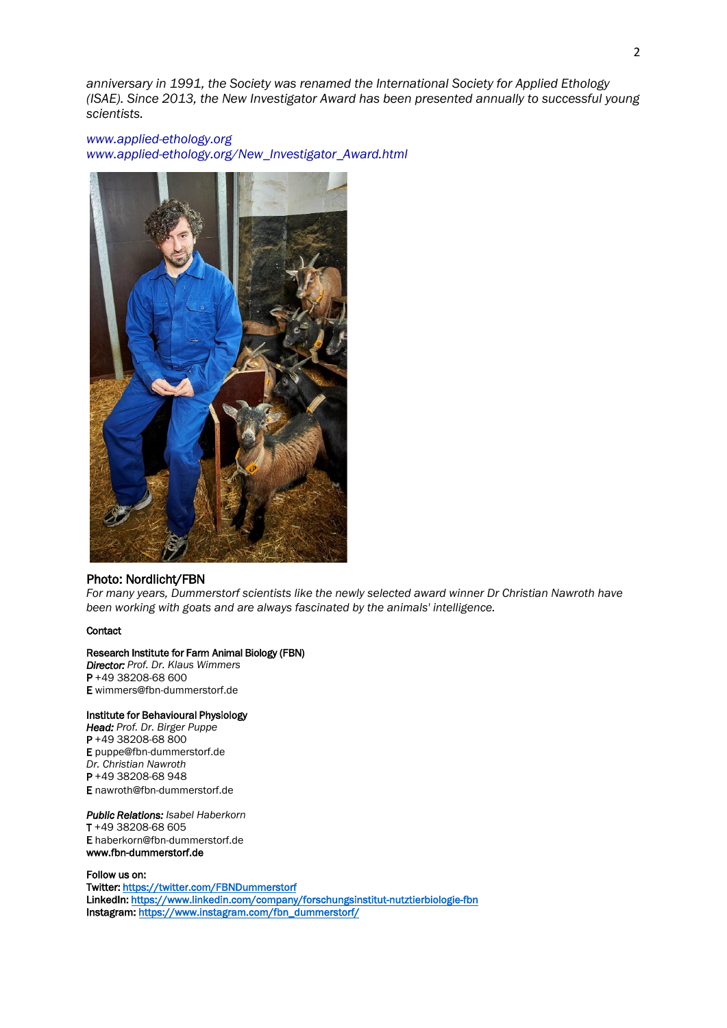*anniversary in 1991, the Society was renamed the International Society for Applied Ethology (ISAE). Since 2013, the New Investigator Award has been presented annually to successful young scientists.*

*www.applied-ethology.org*
*www.applied-ethology.org/New_Investigator_Award.html*

Photo: Nordlicht/FBN
*For many years, Dummerstorf scientists like the newly selected award winner Dr Christian Nawroth have been working with goats and are always fascinated by the animals' intelligence.*

**Contact**

**Research Institute for Farm Animal Biology (FBN)**
***Director:*** *Prof. Dr. Klaus Wimmers*
**P** +49 38208-68 600
**E** wimmers@fbn-dummerstorf.de

**Institute for Behavioural Physiology**
***Head:*** *Prof. Dr. Birger Puppe*
**P** +49 38208-68 800
**E** puppe@fbn-dummerstorf.de
*Dr. Christian Nawroth*
**P** +49 38208-68 948
**E** nawroth@fbn-dummerstorf.de

***Public Relations:*** *Isabel Haberkorn*
**T** +49 38208-68 605
**E** haberkorn@fbn-dummerstorf.de
**www.fbn-dummerstorf.de**

**Follow us on:**
**Twitter:** https://twitter.com/FBNDummerstorf
**LinkedIn:** https://www.linkedin.com/company/forschungsinstitut-nutztierbiologie-fbn
**Instagram:** https://www.instagram.com/fbn_dummerstorf/